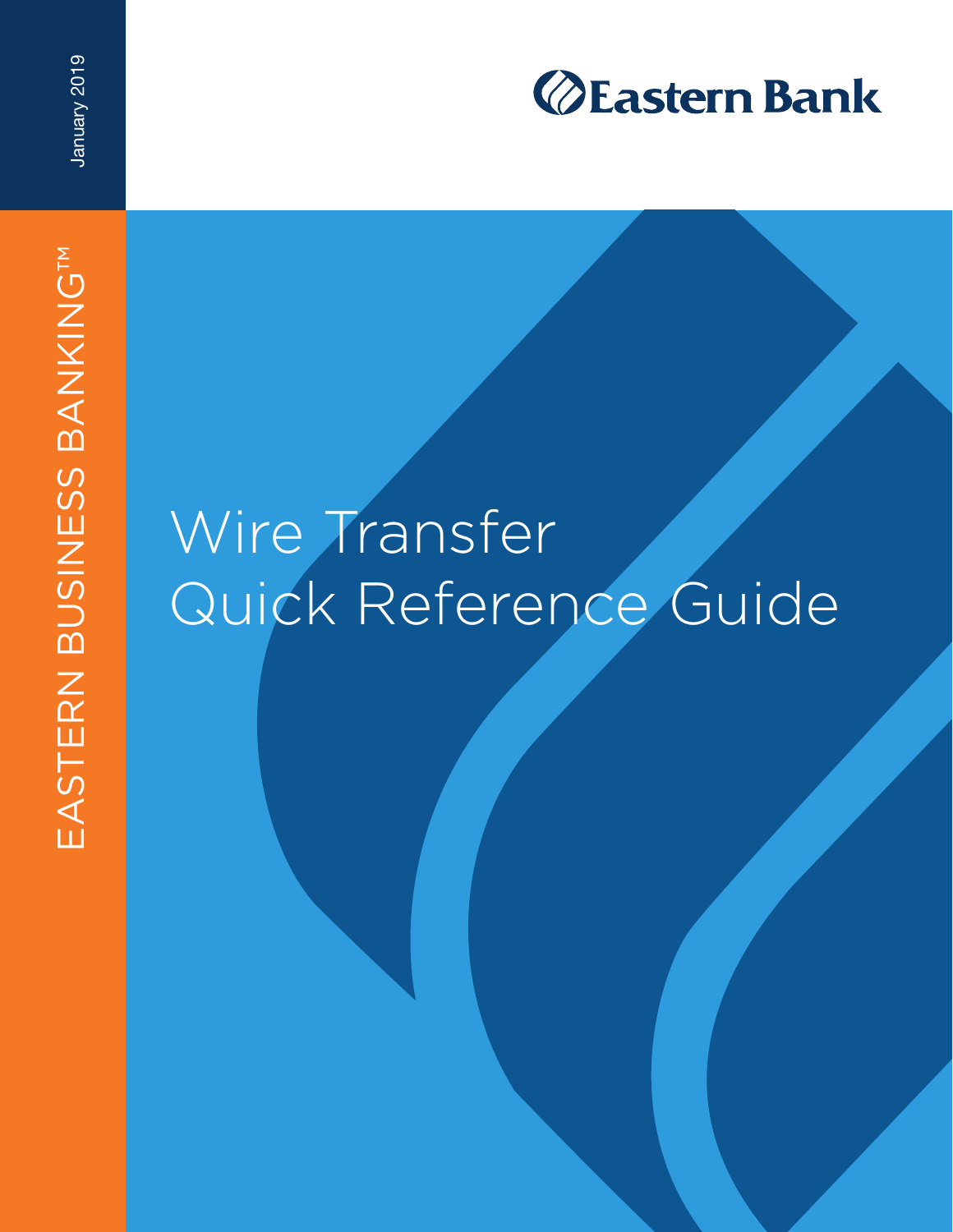January 2019

EASTERN BUSINESS BANKING™

Eastern Bank

# Wire Transfer Quick Reference Guide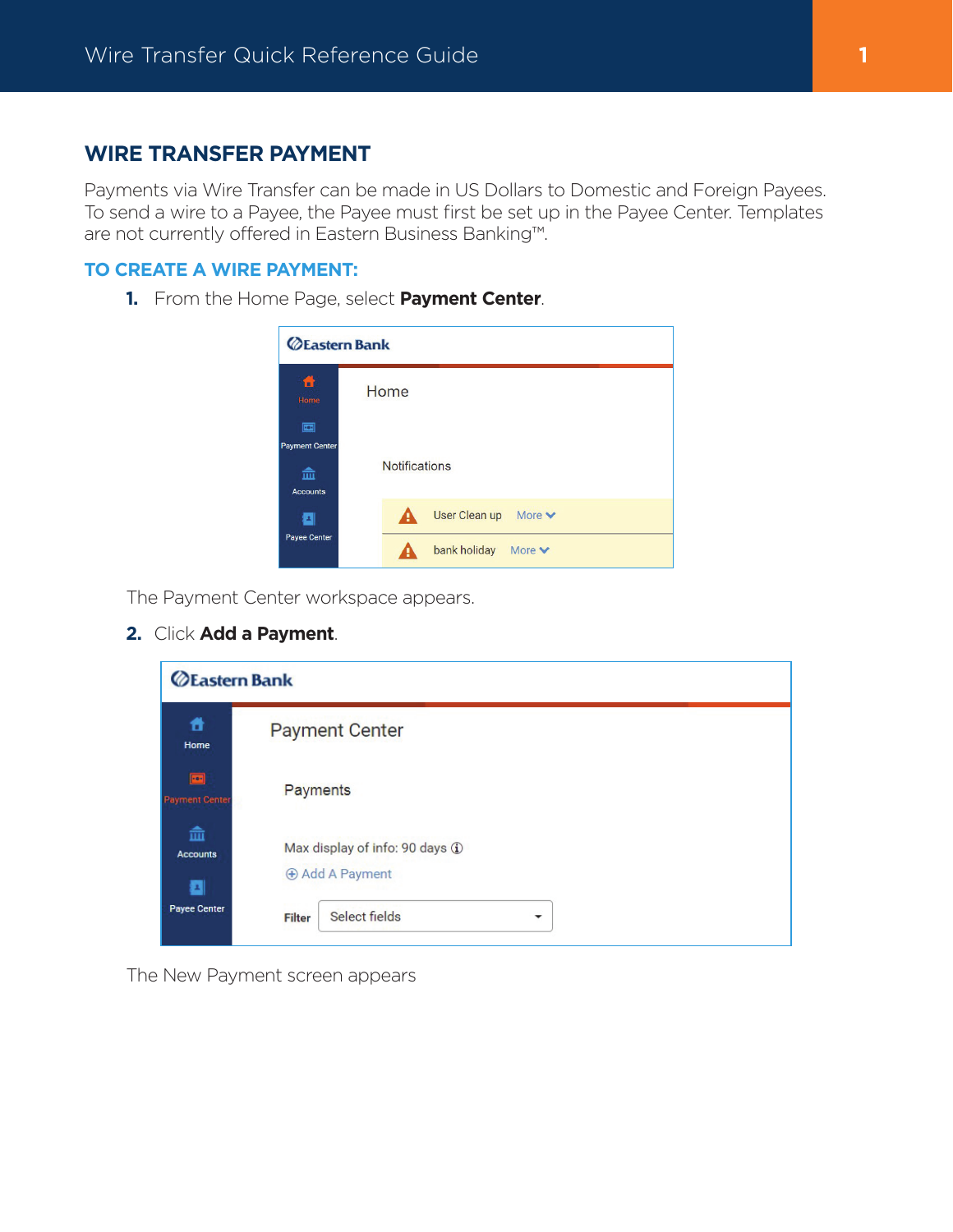## WIRE TRANSFER PAYMENT

Payments via Wire Transfer can be made in US Dollars to Domestic and Foreign Payees. To send a wire to a Payee, the Payee must first be set up in the Payee Center. Templates are not currently offered in Eastern Business Banking™.

### TO CREATE A WIRE PAYMENT:

1. From the Home Page, select **Payment Center**.

   The Payment Center workspace appears.

2. Click **Add a Payment**.

   The New Payment screen appears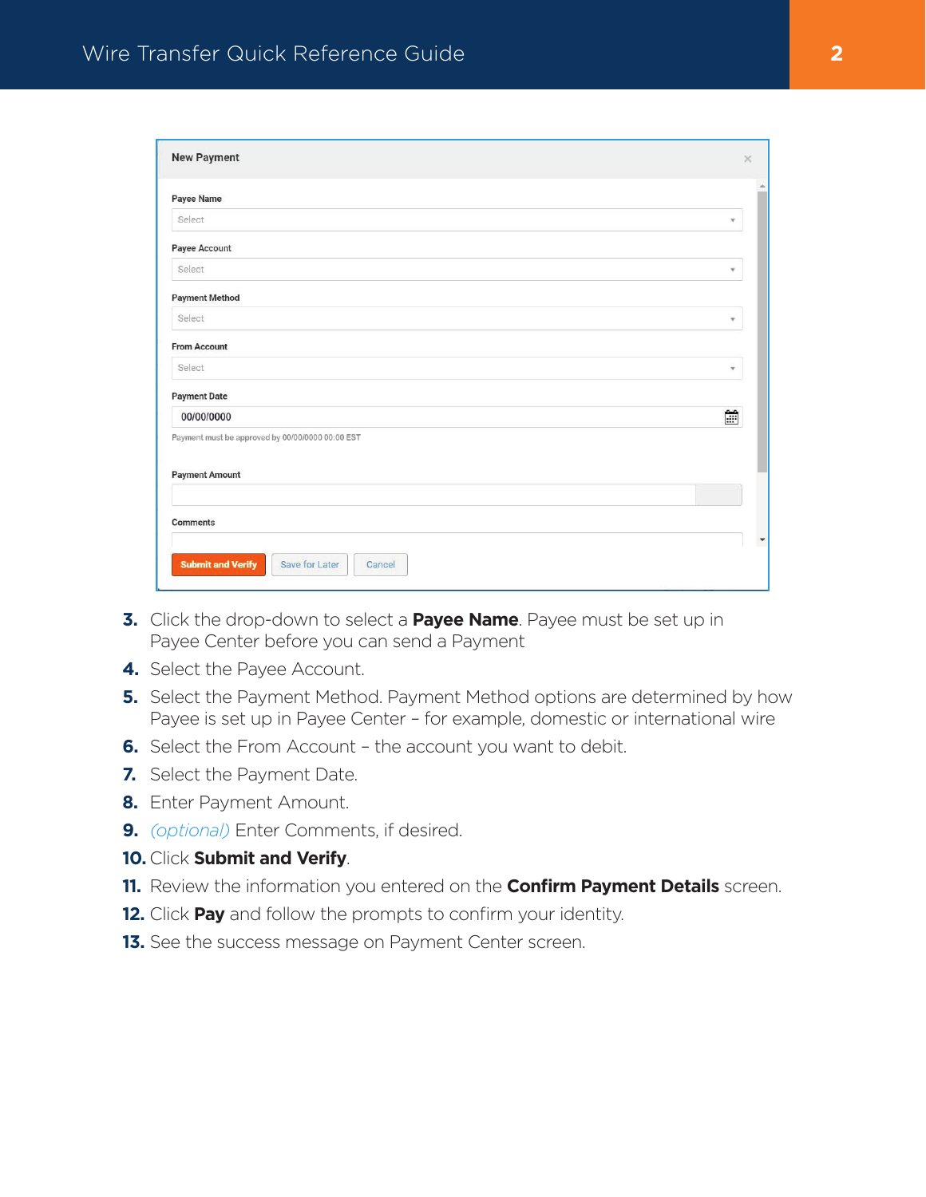New Payment

Payee Name

Select

Payee Account

Select

Payment Method

Select

From Account

Select

Payment Date

00/00/0000

Payment must be approved by 00/00/0000 00:00 EST

Payment Amount

Comments

Submit and Verify | Save for Later | Cancel

3. Click the drop-down to select a **Payee Name**. Payee must be set up in Payee Center before you can send a Payment
4. Select the Payee Account.
5. Select the Payment Method. Payment Method options are determined by how Payee is set up in Payee Center – for example, domestic or international wire
6. Select the From Account – the account you want to debit.
7. Select the Payment Date.
8. Enter Payment Amount.
9. *(optional)* Enter Comments, if desired.
10. Click **Submit and Verify**.
11. Review the information you entered on the **Confirm Payment Details** screen.
12. Click **Pay** and follow the prompts to confirm your identity.
13. See the success message on Payment Center screen.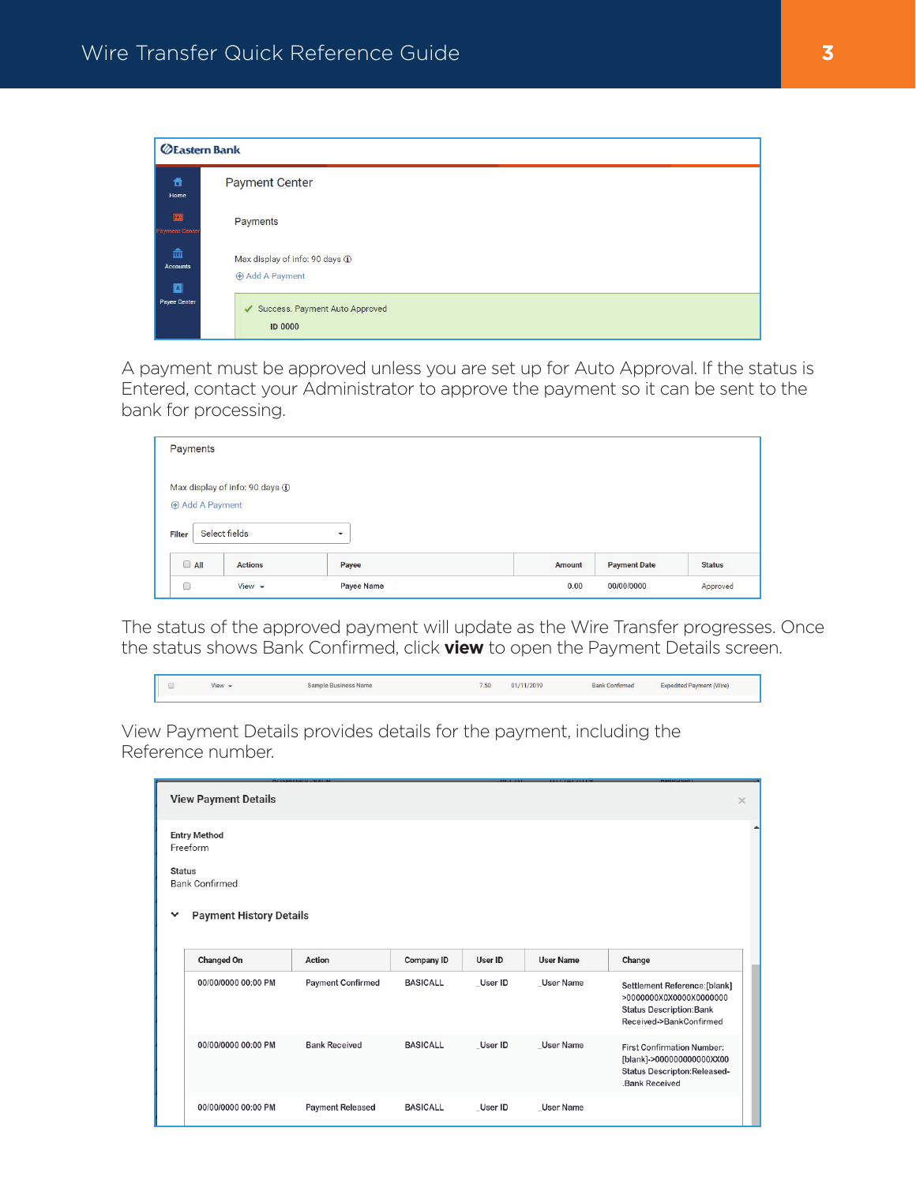A payment must be approved unless you are set up for Auto Approval. If the status is Entered, contact your Administrator to approve the payment so it can be sent to the bank for processing.

The status of the approved payment will update as the Wire Transfer progresses. Once the status shows Bank Confirmed, click **view** to open the Payment Details screen.

View Payment Details provides details for the payment, including the Reference number.